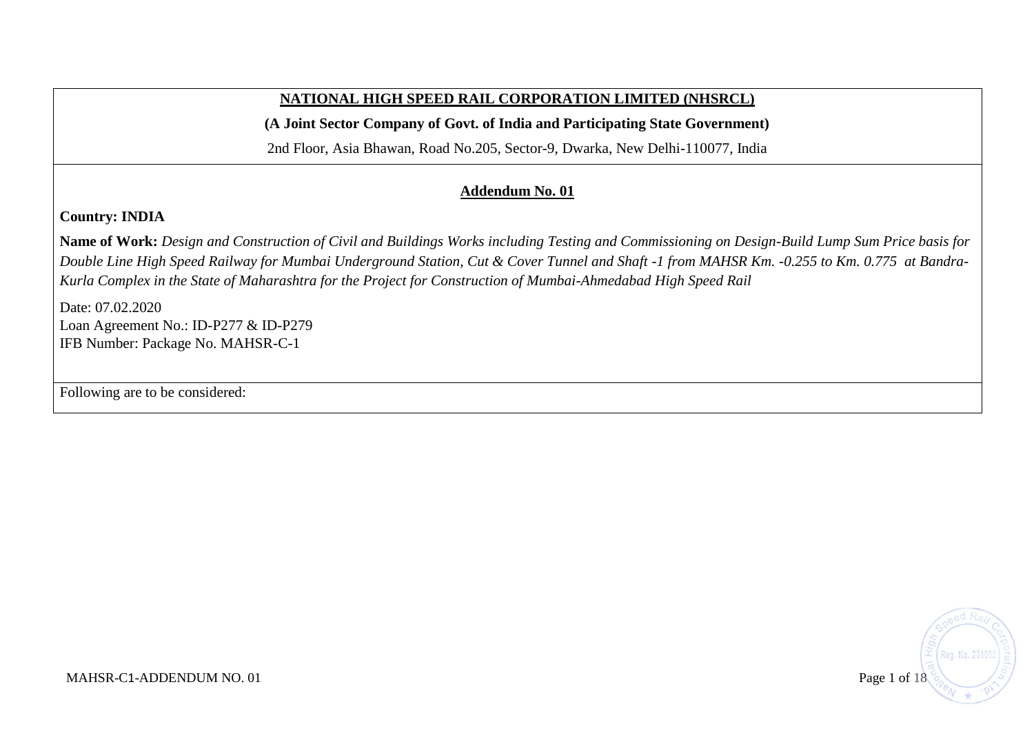**NATIONAL HIGH SPEED RAIL CORPORATION LIMITED (NHSRCL)**

**(A Joint Sector Company of Govt. of India and Participating State Government)**

2nd Floor, Asia Bhawan, Road No.205, Sector-9, Dwarka, New Delhi-110077, India

## Addendum No. 01

**Country: INDIA**

**Name of Work:** *Design and Construction of Civil and Buildings Works including Testing and Commissioning on Design-Build Lump Sum Price basis for Double Line High Speed Railway for Mumbai Underground Station, Cut & Cover Tunnel and Shaft -1 from MAHSR Km. -0.255 to Km. 0.775 at Bandra-Kurla Complex in the State of Maharashtra for the Project for Construction of Mumbai-Ahmedabad High Speed Rail*

Date: 07.02.2020
Loan Agreement No.: ID-P277 & ID-P279
IFB Number: Package No. MAHSR-C-1

Following are to be considered: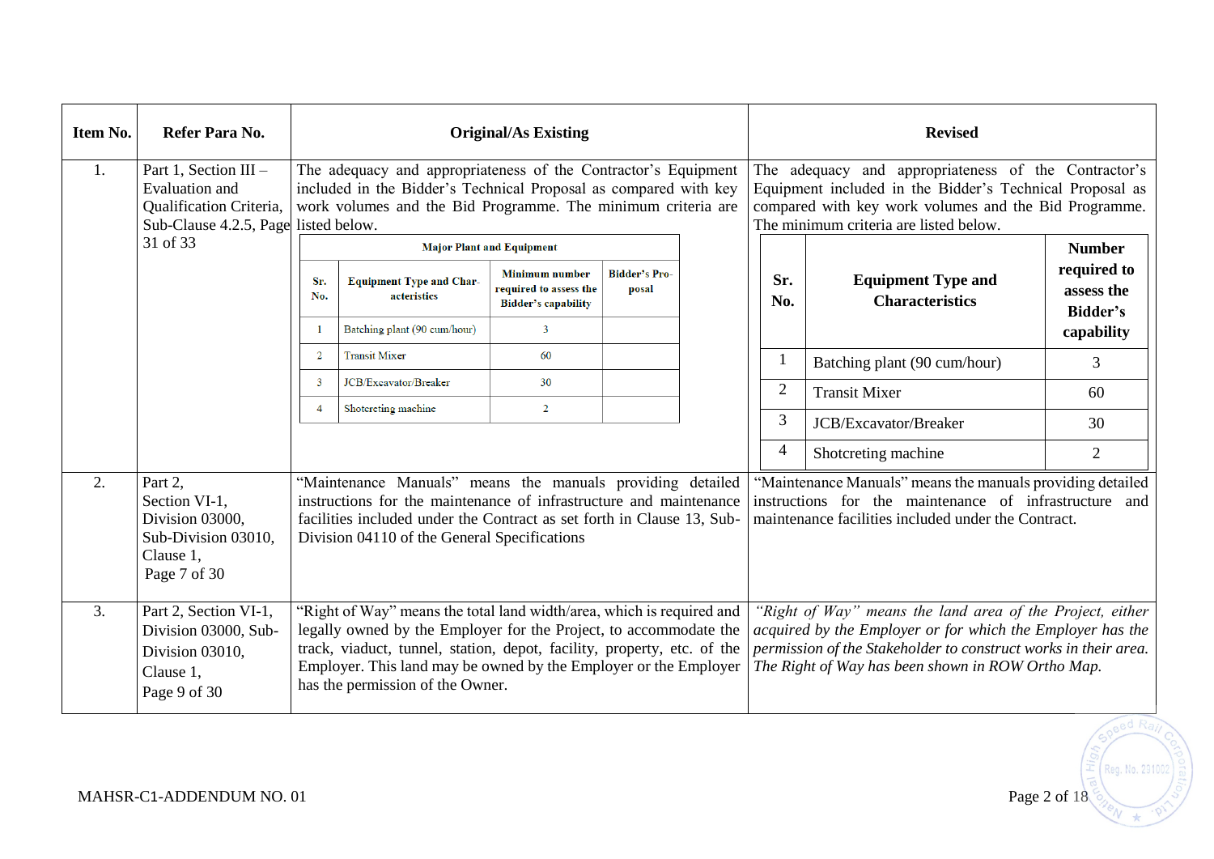| Item No. | Refer Para No. | Original/As Existing | Revised |
|---|---|---|---|
| 1. | Part 1, Section III – Evaluation and Qualification Criteria, Sub-Clause 4.2.5, Page 31 of 33 | The adequacy and appropriateness of the Contractor's Equipment included in the Bidder's Technical Proposal as compared with key work volumes and the Bid Programme. The minimum criteria are listed below.<br><br>**Major Plant and Equipment**<br><br>Sr. No. / Equipment Type and Characteristics / Minimum number required to assess the Bidder's capability / Bidder's Proposal<br>1 / Batching plant (90 cum/hour) / 3 /<br>2 / Transit Mixer / 60 /<br>3 / JCB/Excavator/Breaker / 30 /<br>4 / Shotcreting machine / 2 / | The adequacy and appropriateness of the Contractor's Equipment included in the Bidder's Technical Proposal as compared with key work volumes and the Bid Programme. The minimum criteria are listed below.<br><br>Sr. No. / Equipment Type and Characteristics / Number required to assess the Bidder's capability<br>1 / Batching plant (90 cum/hour) / 3<br>2 / Transit Mixer / 60<br>3 / JCB/Excavator/Breaker / 30<br>4 / Shotcreting machine / 2 |
| 2. | Part 2, Section VI-1, Division 03000, Sub-Division 03010, Clause 1, Page 7 of 30 | "Maintenance Manuals" means the manuals providing detailed instructions for the maintenance of infrastructure and maintenance facilities included under the Contract as set forth in Clause 13, Sub-Division 04110 of the General Specifications | "Maintenance Manuals" means the manuals providing detailed instructions for the maintenance of infrastructure and maintenance facilities included under the Contract. |
| 3. | Part 2, Section VI-1, Division 03000, Sub-Division 03010, Clause 1, Page 9 of 30 | "Right of Way" means the total land width/area, which is required and legally owned by the Employer for the Project, to accommodate the track, viaduct, tunnel, station, depot, facility, property, etc. of the Employer. This land may be owned by the Employer or the Employer has the permission of the Owner. | *"Right of Way" means the land area of the Project, either acquired by the Employer or for which the Employer has the permission of the Stakeholder to construct works in their area. The Right of Way has been shown in ROW Ortho Map.* |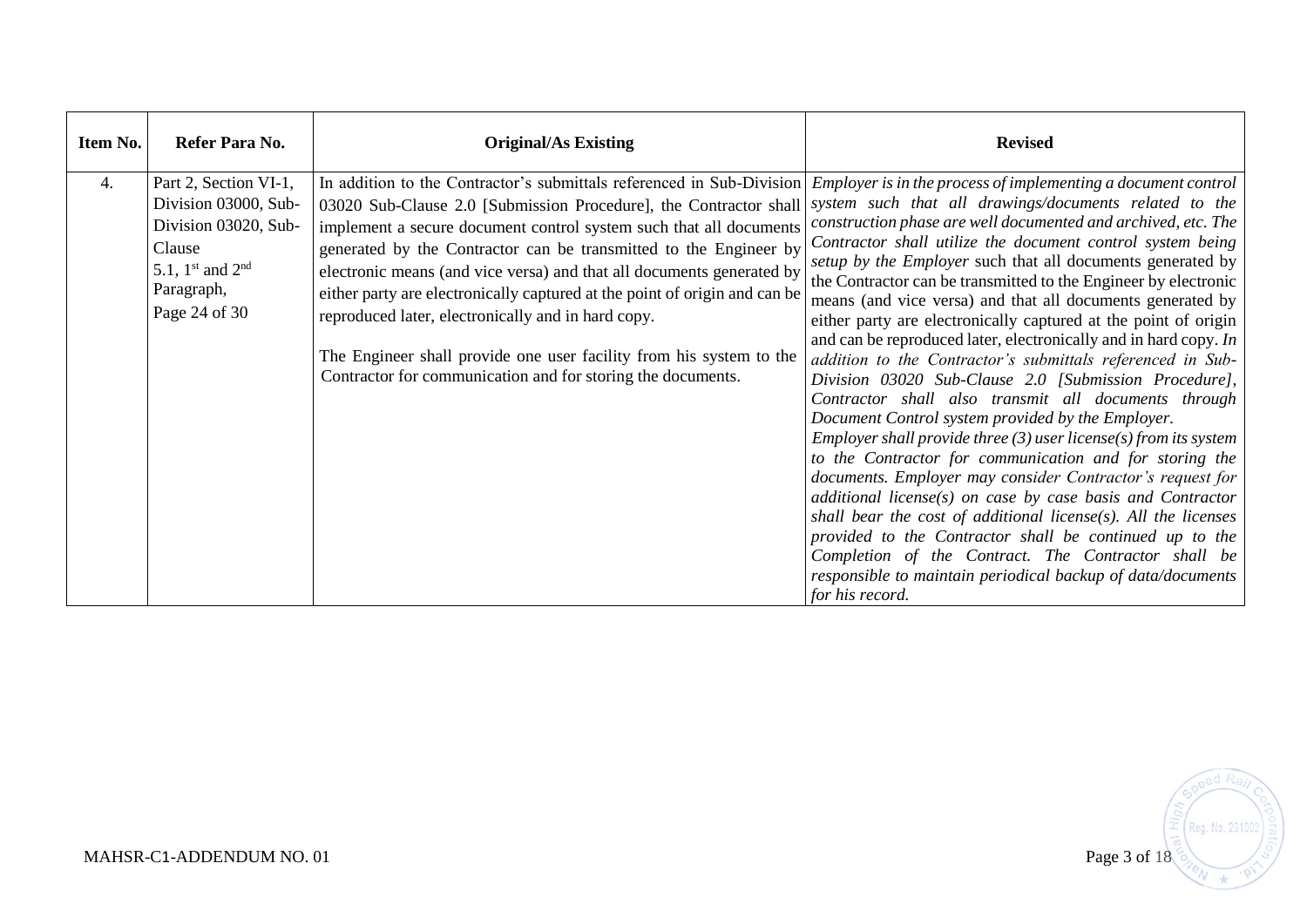| Item No. | Refer Para No. | Original/As Existing | Revised |
|---|---|---|---|
| 4. | Part 2, Section VI-1, Division 03000, Sub-Division 03020, Sub-Clause 5.1, 1st and 2nd Paragraph, Page 24 of 30 | In addition to the Contractor's submittals referenced in Sub-Division 03020 Sub-Clause 2.0 [Submission Procedure], the Contractor shall implement a secure document control system such that all documents generated by the Contractor can be transmitted to the Engineer by electronic means (and vice versa) and that all documents generated by either party are electronically captured at the point of origin and can be reproduced later, electronically and in hard copy.<br><br>The Engineer shall provide one user facility from his system to the Contractor for communication and for storing the documents. | *Employer is in the process of implementing a document control system such that all drawings/documents related to the construction phase are well documented and archived, etc. The Contractor shall utilize the document control system being setup by the Employer* such that all documents generated by the Contractor can be transmitted to the Engineer by electronic means (and vice versa) and that all documents generated by either party are electronically captured at the point of origin and can be reproduced later, electronically and in hard copy. *In addition to the Contractor's submittals referenced in Sub-Division 03020 Sub-Clause 2.0 [Submission Procedure], Contractor shall also transmit all documents through Document Control system provided by the Employer.*<br>*Employer shall provide three (3) user license(s) from its system to the Contractor for communication and for storing the documents. Employer may consider Contractor's request for additional license(s) on case by case basis and Contractor shall bear the cost of additional license(s). All the licenses provided to the Contractor shall be continued up to the Completion of the Contract. The Contractor shall be responsible to maintain periodical backup of data/documents for his record.* |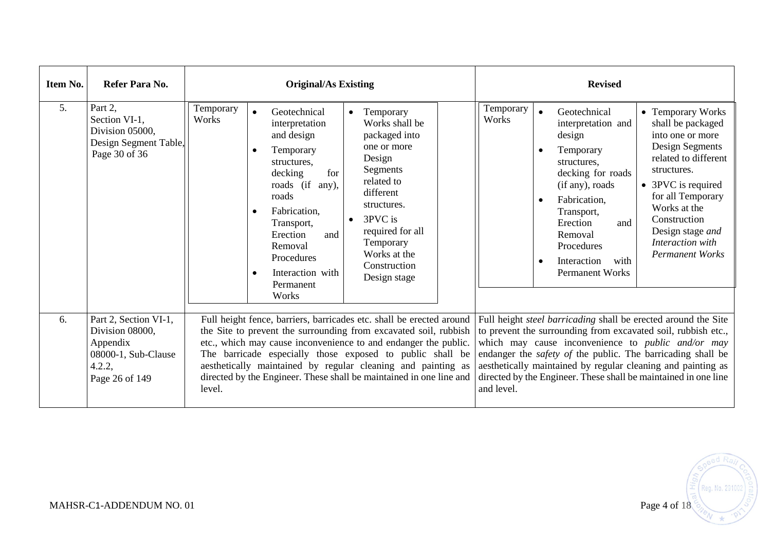| Item No. | Refer Para No. | Original/As Existing | Revised |
|---|---|---|---|
| 5. | Part 2, Section VI-1, Division 05000, Design Segment Table, Page 30 of 36 | Temporary Works: • Geotechnical interpretation and design • Temporary structures, decking for roads (if any), roads • Fabrication, Transport, Erection and Removal Procedures • Interaction with Permanent Works; • Temporary Works shall be packaged into one or more Design Segments related to different structures. • 3PVC is required for all Temporary Works at the Construction Design stage | Temporary Works: • Geotechnical interpretation and design • Temporary structures, decking for roads (if any), roads • Fabrication, Transport, Erection and Removal Procedures • Interaction with Permanent Works; • Temporary Works shall be packaged into one or more Design Segments related to different structures. • 3PVC is required for all Temporary Works at the Construction Design stage *and Interaction with Permanent Works* |
| 6. | Part 2, Section VI-1, Division 08000, Appendix 08000-1, Sub-Clause 4.2.2, Page 26 of 149 | Full height fence, barriers, barricades etc. shall be erected around the Site to prevent the surrounding from excavated soil, rubbish etc., which may cause inconvenience to and endanger the public. The barricade especially those exposed to public shall be aesthetically maintained by regular cleaning and painting as directed by the Engineer. These shall be maintained in one line and level. | Full height *steel barricading* shall be erected around the Site to prevent the surrounding from excavated soil, rubbish etc., which may cause inconvenience to *public and/or may* endanger the *safety of* the public. The barricading shall be aesthetically maintained by regular cleaning and painting as directed by the Engineer. These shall be maintained in one line and level. |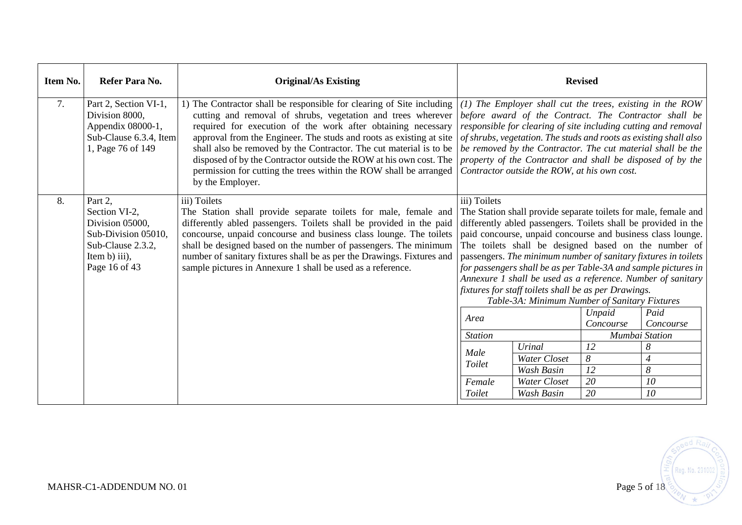| Item No. | Refer Para No. | Original/As Existing | Revised |
|---|---|---|---|
| 7. | Part 2, Section VI-1, Division 8000, Appendix 08000-1, Sub-Clause 6.3.4, Item 1, Page 76 of 149 | 1) The Contractor shall be responsible for clearing of Site including cutting and removal of shrubs, vegetation and trees wherever required for execution of the work after obtaining necessary approval from the Engineer. The studs and roots as existing at site shall also be removed by the Contractor. The cut material is to be disposed of by the Contractor outside the ROW at his own cost. The permission for cutting the trees within the ROW shall be arranged by the Employer. | *(1) The Employer shall cut the trees, existing in the ROW before award of the Contract. The Contractor shall be responsible for clearing of site including cutting and removal of shrubs, vegetation. The studs and roots as existing shall also be removed by the Contractor. The cut material shall be the property of the Contractor and shall be disposed of by the Contractor outside the ROW, at his own cost.* |
| 8. | Part 2, Section VI-2, Division 05000, Sub-Division 05010, Sub-Clause 2.3.2, Item b) iii), Page 16 of 43 | iii) Toilets<br>The Station shall provide separate toilets for male, female and differently abled passengers. Toilets shall be provided in the paid concourse, unpaid concourse and business class lounge. The toilets shall be designed based on the number of passengers. The minimum number of sanitary fixtures shall be as per the Drawings. Fixtures and sample pictures in Annexure 1 shall be used as a reference. | iii) Toilets<br>The Station shall provide separate toilets for male, female and differently abled passengers. Toilets shall be provided in the paid concourse, unpaid concourse and business class lounge. The toilets shall be designed based on the number of passengers. *The minimum number of sanitary fixtures in toilets for passengers shall be as per Table-3A and sample pictures in Annexure 1 shall be used as a reference. Number of sanitary fixtures for staff toilets shall be as per Drawings.*<br>*Table-3A: Minimum Number of Sanitary Fixtures* (see below) |

*Table-3A: Minimum Number of Sanitary Fixtures*

| *Area* | | *Unpaid Concourse* | *Paid Concourse* |
|---|---|---|---|
| *Station* | | *Mumbai Station* | |
| *Male Toilet* | *Urinal* | *12* | *8* |
| | *Water Closet* | *8* | *4* |
| | *Wash Basin* | *12* | *8* |
| *Female Toilet* | *Water Closet* | *20* | *10* |
| | *Wash Basin* | *20* | *10* |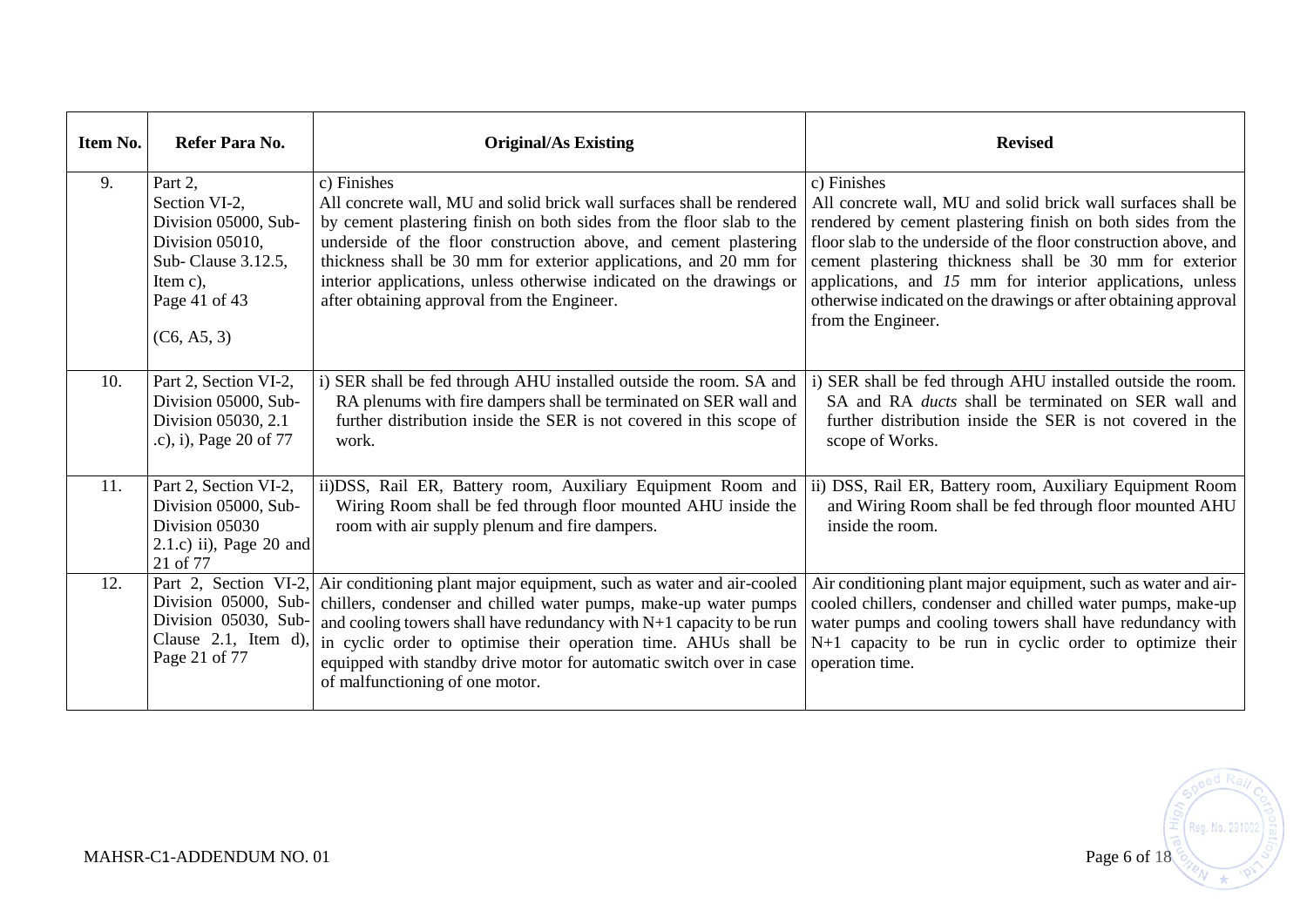| Item No. | Refer Para No. | Original/As Existing | Revised |
|---|---|---|---|
| 9. | Part 2, Section VI-2, Division 05000, Sub-Division 05010, Sub- Clause 3.12.5, Item c), Page 41 of 43 (C6, A5, 3) | c) Finishes All concrete wall, MU and solid brick wall surfaces shall be rendered by cement plastering finish on both sides from the floor slab to the underside of the floor construction above, and cement plastering thickness shall be 30 mm for exterior applications, and 20 mm for interior applications, unless otherwise indicated on the drawings or after obtaining approval from the Engineer. | c) Finishes All concrete wall, MU and solid brick wall surfaces shall be rendered by cement plastering finish on both sides from the floor slab to the underside of the floor construction above, and cement plastering thickness shall be 30 mm for exterior applications, and *15* mm for interior applications, unless otherwise indicated on the drawings or after obtaining approval from the Engineer. |
| 10. | Part 2, Section VI-2, Division 05000, Sub-Division 05030, 2.1 .c), i), Page 20 of 77 | i) SER shall be fed through AHU installed outside the room. SA and RA plenums with fire dampers shall be terminated on SER wall and further distribution inside the SER is not covered in this scope of work. | i) SER shall be fed through AHU installed outside the room. SA and RA *ducts* shall be terminated on SER wall and further distribution inside the SER is not covered in the scope of Works. |
| 11. | Part 2, Section VI-2, Division 05000, Sub-Division 05030 2.1.c) ii), Page 20 and 21 of 77 | ii)DSS, Rail ER, Battery room, Auxiliary Equipment Room and Wiring Room shall be fed through floor mounted AHU inside the room with air supply plenum and fire dampers. | ii) DSS, Rail ER, Battery room, Auxiliary Equipment Room and Wiring Room shall be fed through floor mounted AHU inside the room. |
| 12. | Part 2, Section VI-2, Division 05000, Sub-Division 05030, Sub-Clause 2.1, Item d), Page 21 of 77 | Air conditioning plant major equipment, such as water and air-cooled chillers, condenser and chilled water pumps, make-up water pumps and cooling towers shall have redundancy with N+1 capacity to be run in cyclic order to optimise their operation time. AHUs shall be equipped with standby drive motor for automatic switch over in case of malfunctioning of one motor. | Air conditioning plant major equipment, such as water and air-cooled chillers, condenser and chilled water pumps, make-up water pumps and cooling towers shall have redundancy with N+1 capacity to be run in cyclic order to optimize their operation time. |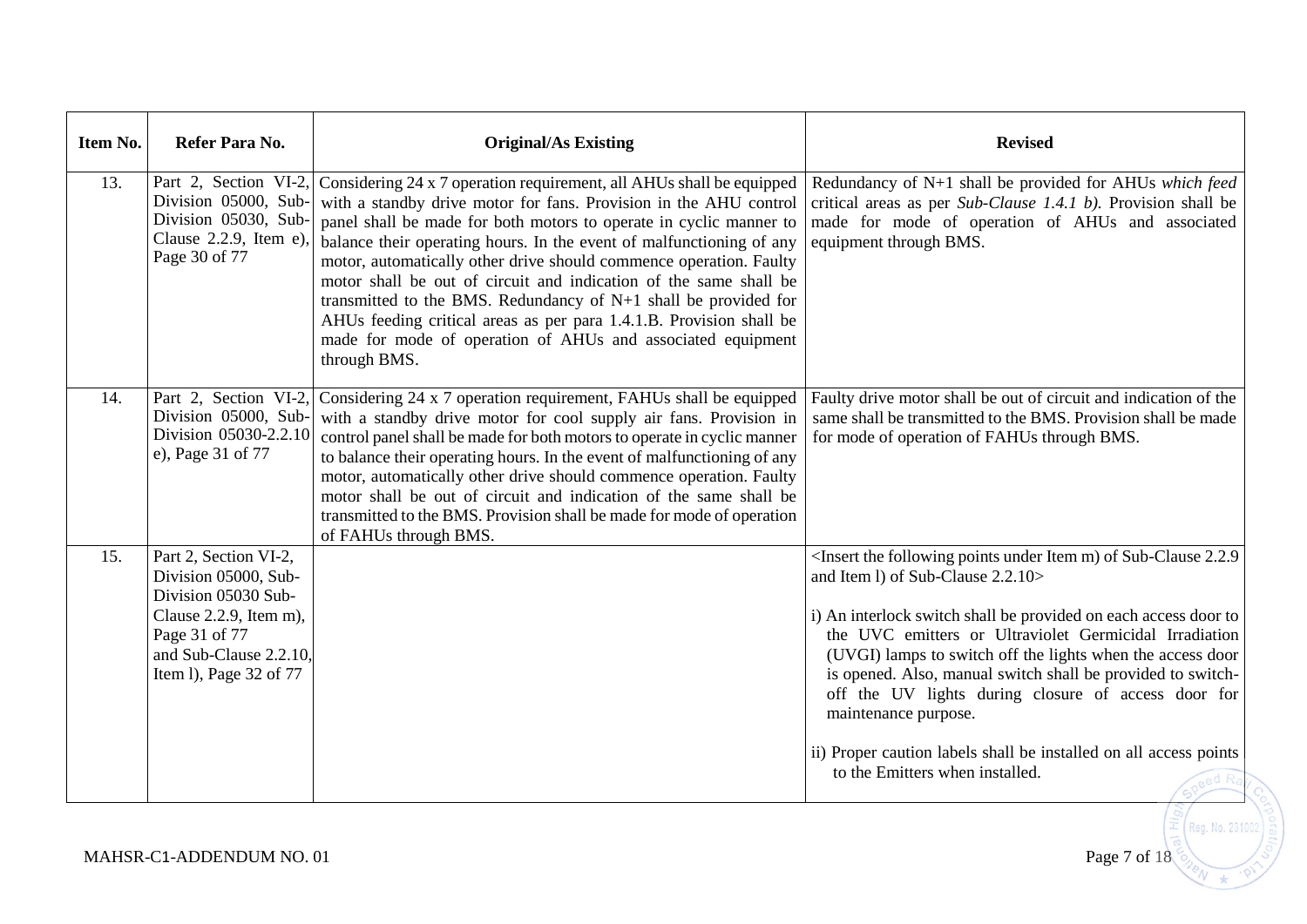| Item No. | Refer Para No. | Original/As Existing | Revised |
|---|---|---|---|
| 13. | Part 2, Section VI-2, Division 05000, Sub-Division 05030, Sub-Clause 2.2.9, Item e), Page 30 of 77 | Considering 24 x 7 operation requirement, all AHUs shall be equipped with a standby drive motor for fans. Provision in the AHU control panel shall be made for both motors to operate in cyclic manner to balance their operating hours. In the event of malfunctioning of any motor, automatically other drive should commence operation. Faulty motor shall be out of circuit and indication of the same shall be transmitted to the BMS. Redundancy of N+1 shall be provided for AHUs feeding critical areas as per para 1.4.1.B. Provision shall be made for mode of operation of AHUs and associated equipment through BMS. | Redundancy of N+1 shall be provided for AHUs *which feed* critical areas as per *Sub-Clause 1.4.1 b).* Provision shall be made for mode of operation of AHUs and associated equipment through BMS. |
| 14. | Part 2, Section VI-2, Division 05000, Sub-Division 05030-2.2.10 e), Page 31 of 77 | Considering 24 x 7 operation requirement, FAHUs shall be equipped with a standby drive motor for cool supply air fans. Provision in control panel shall be made for both motors to operate in cyclic manner to balance their operating hours. In the event of malfunctioning of any motor, automatically other drive should commence operation. Faulty motor shall be out of circuit and indication of the same shall be transmitted to the BMS. Provision shall be made for mode of operation of FAHUs through BMS. | Faulty drive motor shall be out of circuit and indication of the same shall be transmitted to the BMS. Provision shall be made for mode of operation of FAHUs through BMS. |
| 15. | Part 2, Section VI-2, Division 05000, Sub-Division 05030 Sub-Clause 2.2.9, Item m), Page 31 of 77 and Sub-Clause 2.2.10, Item l), Page 32 of 77 | | <Insert the following points under Item m) of Sub-Clause 2.2.9 and Item l) of Sub-Clause 2.2.10><br><br>i) An interlock switch shall be provided on each access door to the UVC emitters or Ultraviolet Germicidal Irradiation (UVGI) lamps to switch off the lights when the access door is opened. Also, manual switch shall be provided to switch-off the UV lights during closure of access door for maintenance purpose.<br><br>ii) Proper caution labels shall be installed on all access points to the Emitters when installed. |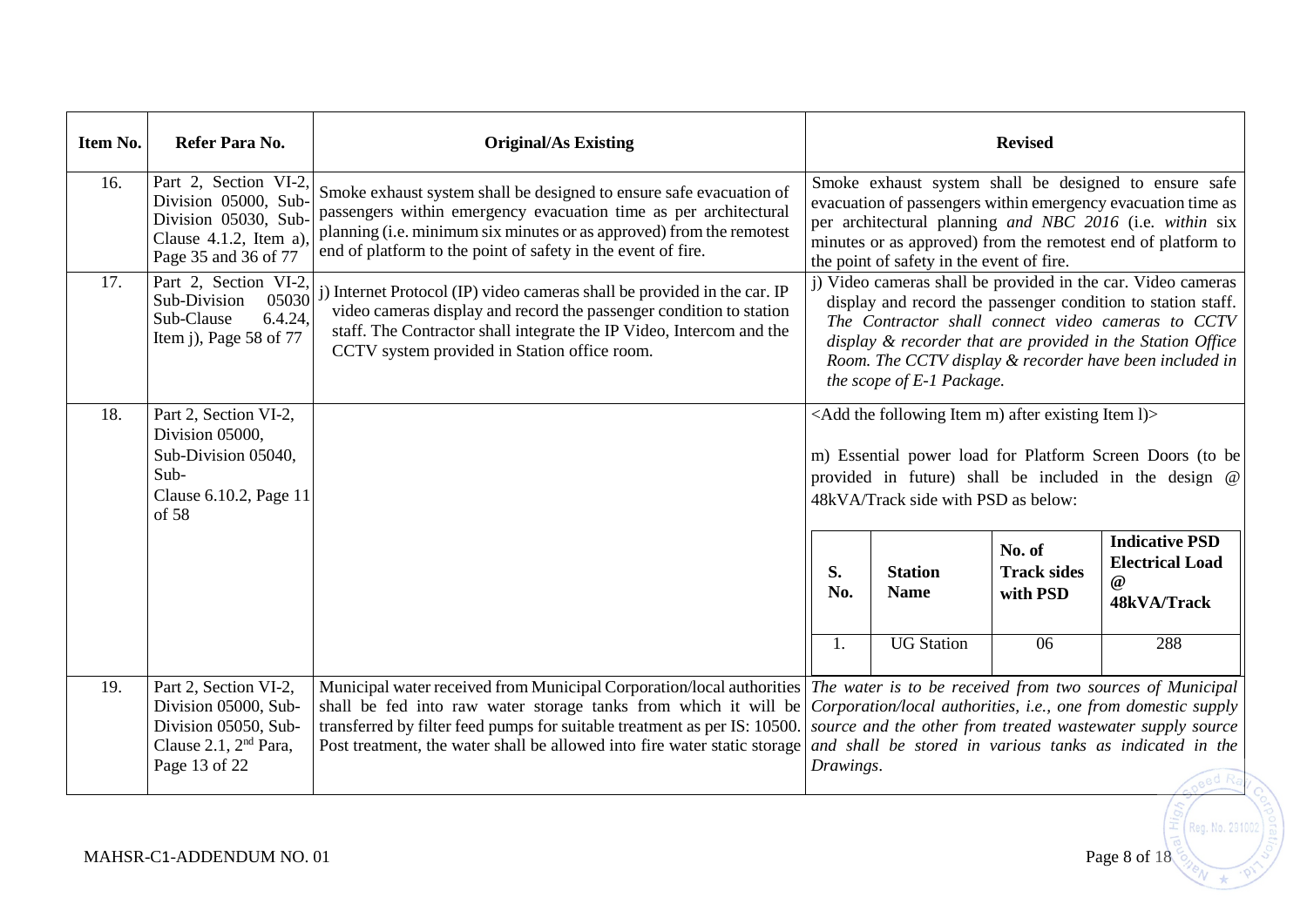| Item No. | Refer Para No. | Original/As Existing | Revised |
|---|---|---|---|
| 16. | Part 2, Section VI-2, Division 05000, Sub-Division 05030, Sub-Clause 4.1.2, Item a), Page 35 and 36 of 77 | Smoke exhaust system shall be designed to ensure safe evacuation of passengers within emergency evacuation time as per architectural planning (i.e. minimum six minutes or as approved) from the remotest end of platform to the point of safety in the event of fire. | Smoke exhaust system shall be designed to ensure safe evacuation of passengers within emergency evacuation time as per architectural planning *and NBC 2016* (i.e. *within* six minutes or as approved) from the remotest end of platform to the point of safety in the event of fire. |
| 17. | Part 2, Section VI-2, Sub-Division 05030 Sub-Clause 6.4.24, Item j), Page 58 of 77 | j) Internet Protocol (IP) video cameras shall be provided in the car. IP video cameras display and record the passenger condition to station staff. The Contractor shall integrate the IP Video, Intercom and the CCTV system provided in Station office room. | j) Video cameras shall be provided in the car. Video cameras display and record the passenger condition to station staff. *The Contractor shall connect video cameras to CCTV display & recorder that are provided in the Station Office Room. The CCTV display & recorder have been included in the scope of E-1 Package.* |
| 18. | Part 2, Section VI-2, Division 05000, Sub-Division 05040, Sub-Clause 6.10.2, Page 11 of 58 | | <Add the following Item m) after existing Item l)><br><br>m) Essential power load for Platform Screen Doors (to be provided in future) shall be included in the design @ 48kVA/Track side with PSD as below:<br><br>**S. No.** / **Station Name** / **No. of Track sides with PSD** / **Indicative PSD Electrical Load @ 48kVA/Track**<br>1. / UG Station / 06 / 288 |
| 19. | Part 2, Section VI-2, Division 05000, Sub-Division 05050, Sub-Clause 2.1, 2nd Para, Page 13 of 22 | Municipal water received from Municipal Corporation/local authorities shall be fed into raw water storage tanks from which it will be transferred by filter feed pumps for suitable treatment as per IS: 10500. Post treatment, the water shall be allowed into fire water static storage | *The water is to be received from two sources of Municipal Corporation/local authorities, i.e., one from domestic supply source and the other from treated wastewater supply source and shall be stored in various tanks as indicated in the Drawings*. |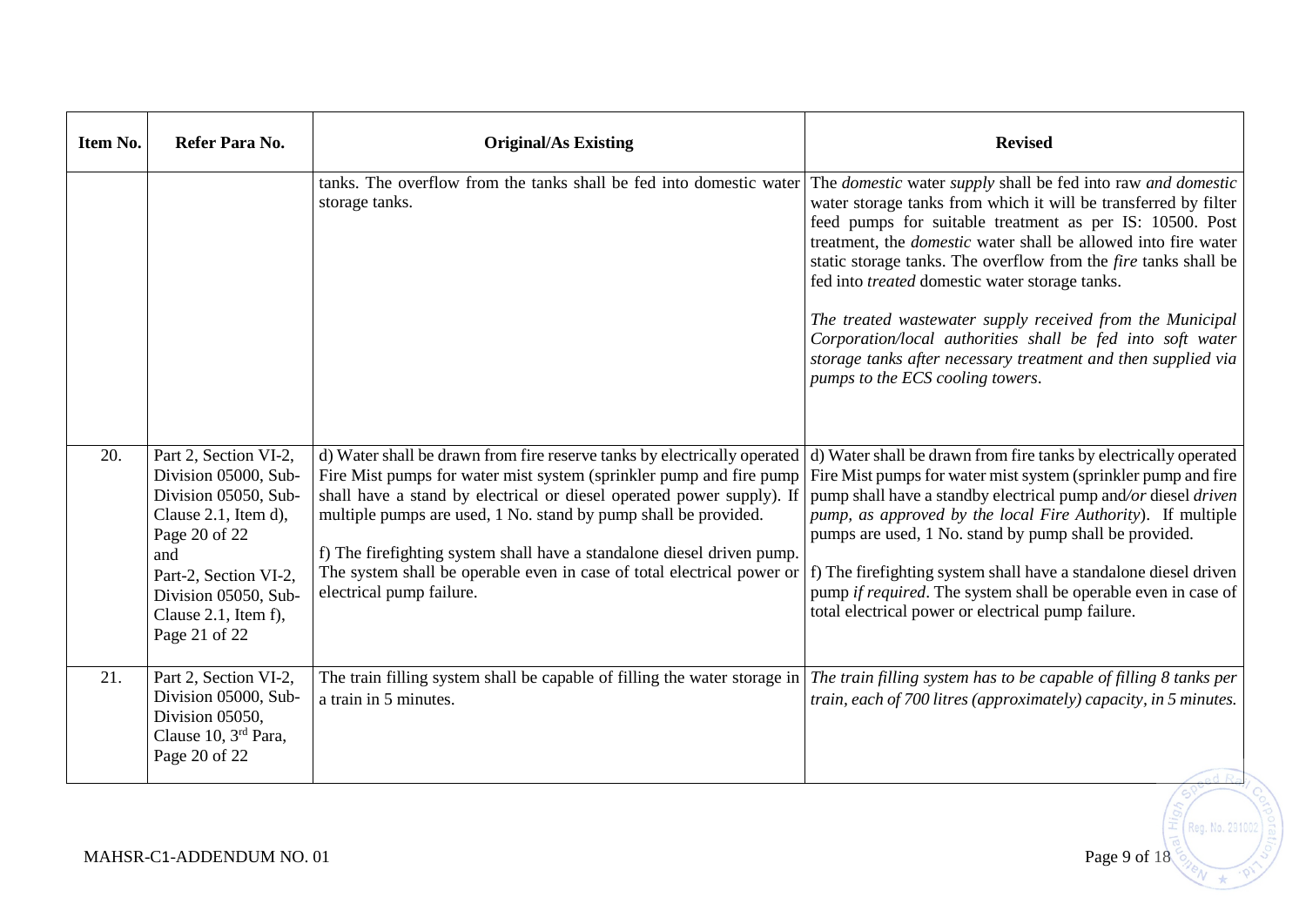| Item No. | Refer Para No. | Original/As Existing | Revised |
|---|---|---|---|
| | | tanks. The overflow from the tanks shall be fed into domestic water storage tanks. | The *domestic* water *supply* shall be fed into raw *and domestic* water storage tanks from which it will be transferred by filter feed pumps for suitable treatment as per IS: 10500. Post treatment, the *domestic* water shall be allowed into fire water static storage tanks. The overflow from the *fire* tanks shall be fed into *treated* domestic water storage tanks.<br><br>*The treated wastewater supply received from the Municipal Corporation/local authorities shall be fed into soft water storage tanks after necessary treatment and then supplied via pumps to the ECS cooling towers*. |
| 20. | Part 2, Section VI-2, Division 05000, Sub-Division 05050, Sub-Clause 2.1, Item d), Page 20 of 22<br>and<br>Part-2, Section VI-2, Division 05050, Sub-Clause 2.1, Item f), Page 21 of 22 | d) Water shall be drawn from fire reserve tanks by electrically operated Fire Mist pumps for water mist system (sprinkler pump and fire pump shall have a stand by electrical or diesel operated power supply). If multiple pumps are used, 1 No. stand by pump shall be provided.<br><br>f) The firefighting system shall have a standalone diesel driven pump. The system shall be operable even in case of total electrical power or electrical pump failure. | d) Water shall be drawn from fire tanks by electrically operated Fire Mist pumps for water mist system (sprinkler pump and fire pump shall have a standby electrical pump and*/or* diesel *driven pump, as approved by the local Fire Authority*). If multiple pumps are used, 1 No. stand by pump shall be provided.<br><br>f) The firefighting system shall have a standalone diesel driven pump *if required*. The system shall be operable even in case of total electrical power or electrical pump failure. |
| 21. | Part 2, Section VI-2, Division 05000, Sub-Division 05050, Clause 10, 3rd Para, Page 20 of 22 | The train filling system shall be capable of filling the water storage in a train in 5 minutes. | *The train filling system has to be capable of filling 8 tanks per train, each of 700 litres (approximately) capacity, in 5 minutes.* |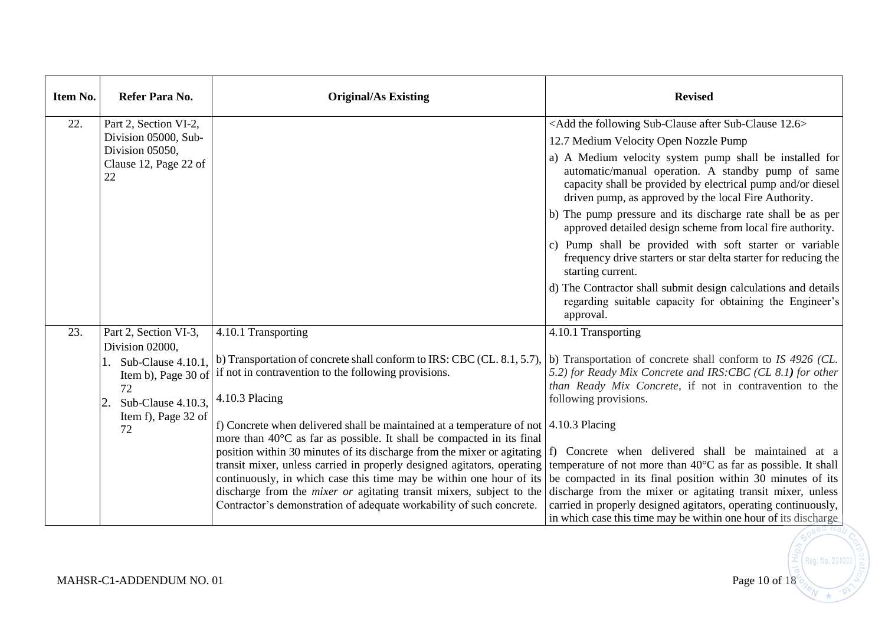| Item No. | Refer Para No. | Original/As Existing | Revised |
|---|---|---|---|
| 22. | Part 2, Section VI-2, Division 05000, Sub-Division 05050, Clause 12, Page 22 of 22 | | <Add the following Sub-Clause after Sub-Clause 12.6><br><br>12.7 Medium Velocity Open Nozzle Pump<br><br>a) A Medium velocity system pump shall be installed for automatic/manual operation. A standby pump of same capacity shall be provided by electrical pump and/or diesel driven pump, as approved by the local Fire Authority.<br><br>b) The pump pressure and its discharge rate shall be as per approved detailed design scheme from local fire authority.<br><br>c) Pump shall be provided with soft starter or variable frequency drive starters or star delta starter for reducing the starting current.<br><br>d) The Contractor shall submit design calculations and details regarding suitable capacity for obtaining the Engineer's approval. |
| 23. | Part 2, Section VI-3, Division 02000,<br>1. Sub-Clause 4.10.1, Item b), Page 30 of 72<br>2. Sub-Clause 4.10.3, Item f), Page 32 of 72 | 4.10.1 Transporting<br><br>b) Transportation of concrete shall conform to IRS: CBC (CL. 8.1, 5.7), if not in contravention to the following provisions.<br><br>4.10.3 Placing<br><br>f) Concrete when delivered shall be maintained at a temperature of not more than 40°C as far as possible. It shall be compacted in its final position within 30 minutes of its discharge from the mixer or agitating transit mixer, unless carried in properly designed agitators, operating continuously, in which case this time may be within one hour of its discharge from the *mixer or* agitating transit mixers, subject to the Contractor's demonstration of adequate workability of such concrete. | 4.10.1 Transporting<br><br>b) Transportation of concrete shall conform to *IS 4926 (CL. 5.2) for Ready Mix Concrete and IRS:CBC (CL 8.1**)** for other than Ready Mix Concrete*, if not in contravention to the following provisions.<br><br>4.10.3 Placing<br><br>f) Concrete when delivered shall be maintained at a temperature of not more than 40°C as far as possible. It shall be compacted in its final position within 30 minutes of its discharge from the mixer or agitating transit mixer, unless carried in properly designed agitators, operating continuously, in which case this time may be within one hour of its discharge |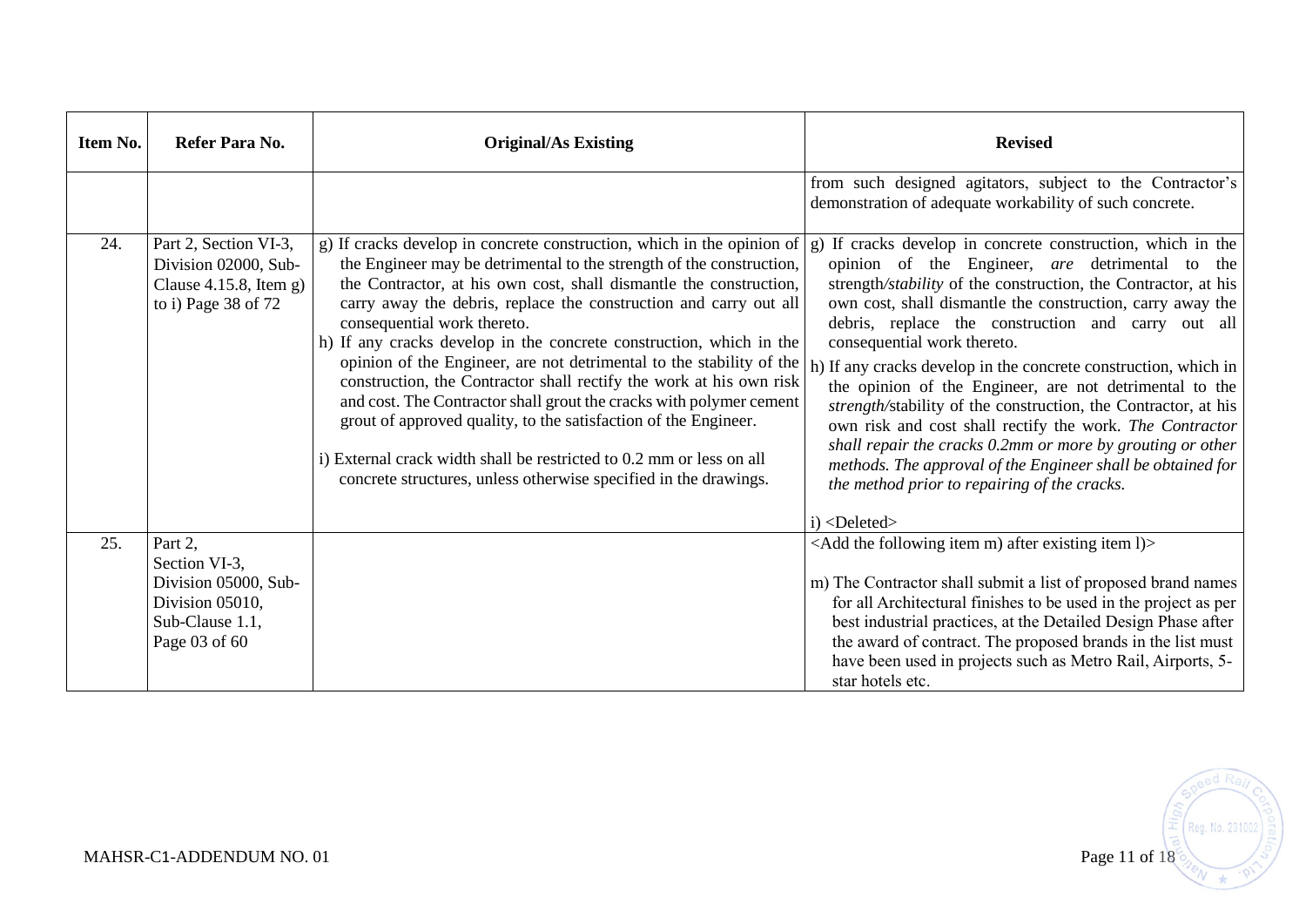| Item No. | Refer Para No. | Original/As Existing | Revised |
|---|---|---|---|
| | | | from such designed agitators, subject to the Contractor's demonstration of adequate workability of such concrete. |
| 24. | Part 2, Section VI-3, Division 02000, Sub-Clause 4.15.8, Item g) to i) Page 38 of 72 | g) If cracks develop in concrete construction, which in the opinion of the Engineer may be detrimental to the strength of the construction, the Contractor, at his own cost, shall dismantle the construction, carry away the debris, replace the construction and carry out all consequential work thereto.<br>h) If any cracks develop in the concrete construction, which in the opinion of the Engineer, are not detrimental to the stability of the construction, the Contractor shall rectify the work at his own risk and cost. The Contractor shall grout the cracks with polymer cement grout of approved quality, to the satisfaction of the Engineer.<br>i) External crack width shall be restricted to 0.2 mm or less on all concrete structures, unless otherwise specified in the drawings. | g) If cracks develop in concrete construction, which in the opinion of the Engineer, *are* detrimental to the strength*/stability* of the construction, the Contractor, at his own cost, shall dismantle the construction, carry away the debris, replace the construction and carry out all consequential work thereto.<br>h) If any cracks develop in the concrete construction, which in the opinion of the Engineer, are not detrimental to the *strength/*stability of the construction, the Contractor, at his own risk and cost shall rectify the work. *The Contractor shall repair the cracks 0.2mm or more by grouting or other methods. The approval of the Engineer shall be obtained for the method prior to repairing of the cracks.*<br>i) <Deleted> |
| 25. | Part 2, Section VI-3, Division 05000, Sub-Division 05010, Sub-Clause 1.1, Page 03 of 60 | | <Add the following item m) after existing item l)><br>m) The Contractor shall submit a list of proposed brand names for all Architectural finishes to be used in the project as per best industrial practices, at the Detailed Design Phase after the award of contract. The proposed brands in the list must have been used in projects such as Metro Rail, Airports, 5-star hotels etc. |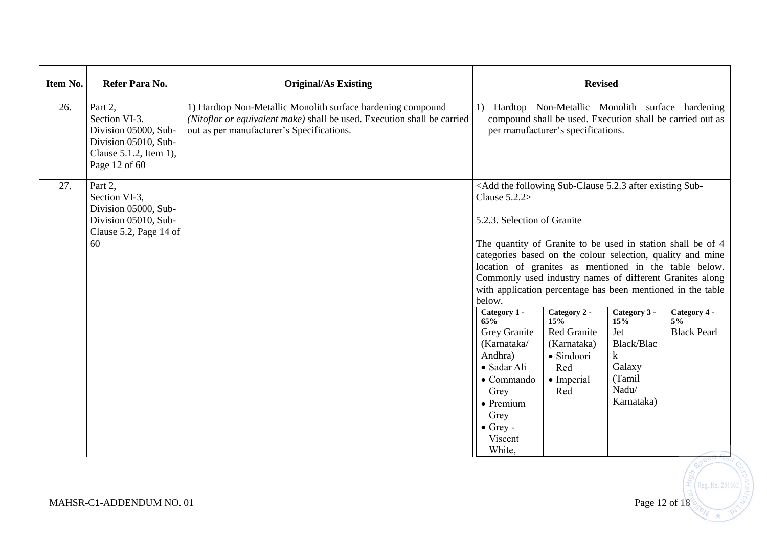| Item No. | Refer Para No. | Original/As Existing | Revised |
|---|---|---|---|
| 26. | Part 2, Section VI-3. Division 05000, Sub-Division 05010, Sub-Clause 5.1.2, Item 1), Page 12 of 60 | 1) Hardtop Non-Metallic Monolith surface hardening compound *(Nitoflor or equivalent make)* shall be used. Execution shall be carried out as per manufacturer's Specifications. | 1) Hardtop Non-Metallic Monolith surface hardening compound shall be used. Execution shall be carried out as per manufacturer's specifications. |
| 27. | Part 2, Section VI-3, Division 05000, Sub-Division 05010, Sub-Clause 5.2, Page 14 of 60 | | <Add the following Sub-Clause 5.2.3 after existing Sub-Clause 5.2.2><br><br>5.2.3. Selection of Granite<br><br>The quantity of Granite to be used in station shall be of 4 categories based on the colour selection, quality and mine location of granites as mentioned in the table below. Commonly used industry names of different Granites along with application percentage has been mentioned in the table below. |

| Category 1 - 65% | Category 2 - 15% | Category 3 - 15% | Category 4 - 5% |
|---|---|---|---|
| Grey Granite (Karnataka/ Andhra)<br>• Sadar Ali<br>• Commando Grey<br>• Premium Grey<br>• Grey - Viscent White, | Red Granite (Karnataka)<br>• Sindoori Red<br>• Imperial Red | Jet Black/Black Galaxy (Tamil Nadu/ Karnataka) | Black Pearl |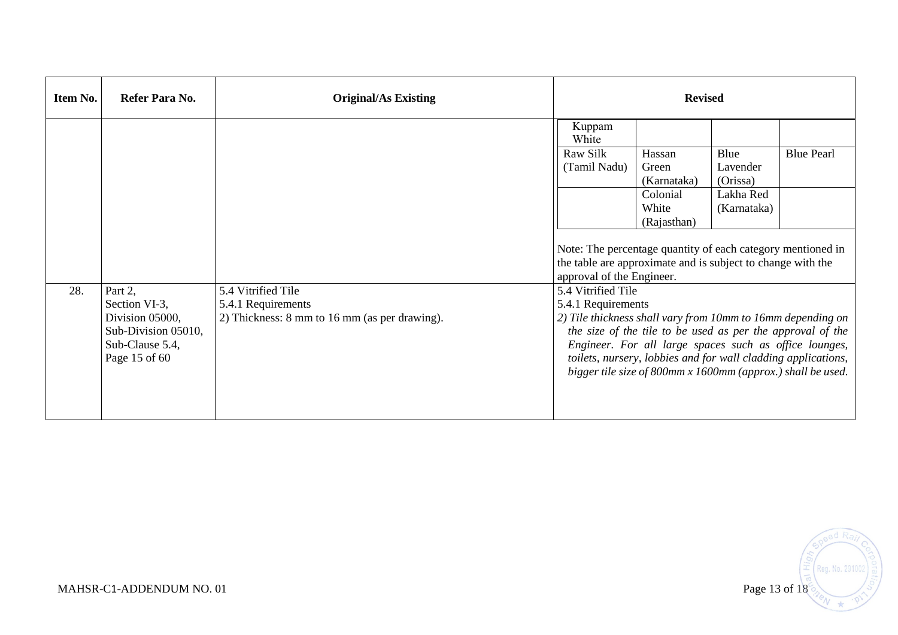| Item No. | Refer Para No. | Original/As Existing | Revised |
|---|---|---|---|
| | | | Kuppam White \| \| \| <br>Raw Silk (Tamil Nadu) \| Hassan Green (Karnataka) \| Blue Lavender (Orissa) \| Blue Pearl<br> \| Colonial White (Rajasthan) \| Lakha Red (Karnataka) \| <br><br>Note: The percentage quantity of each category mentioned in the table are approximate and is subject to change with the approval of the Engineer. |
| 28. | Part 2, Section VI-3, Division 05000, Sub-Division 05010, Sub-Clause 5.4, Page 15 of 60 | 5.4 Vitrified Tile<br>5.4.1 Requirements<br>2) Thickness: 8 mm to 16 mm (as per drawing). | 5.4 Vitrified Tile<br>5.4.1 Requirements<br>*2) Tile thickness shall vary from 10mm to 16mm depending on the size of the tile to be used as per the approval of the Engineer. For all large spaces such as office lounges, toilets, nursery, lobbies and for wall cladding applications, bigger tile size of 800mm x 1600mm (approx.) shall be used.* |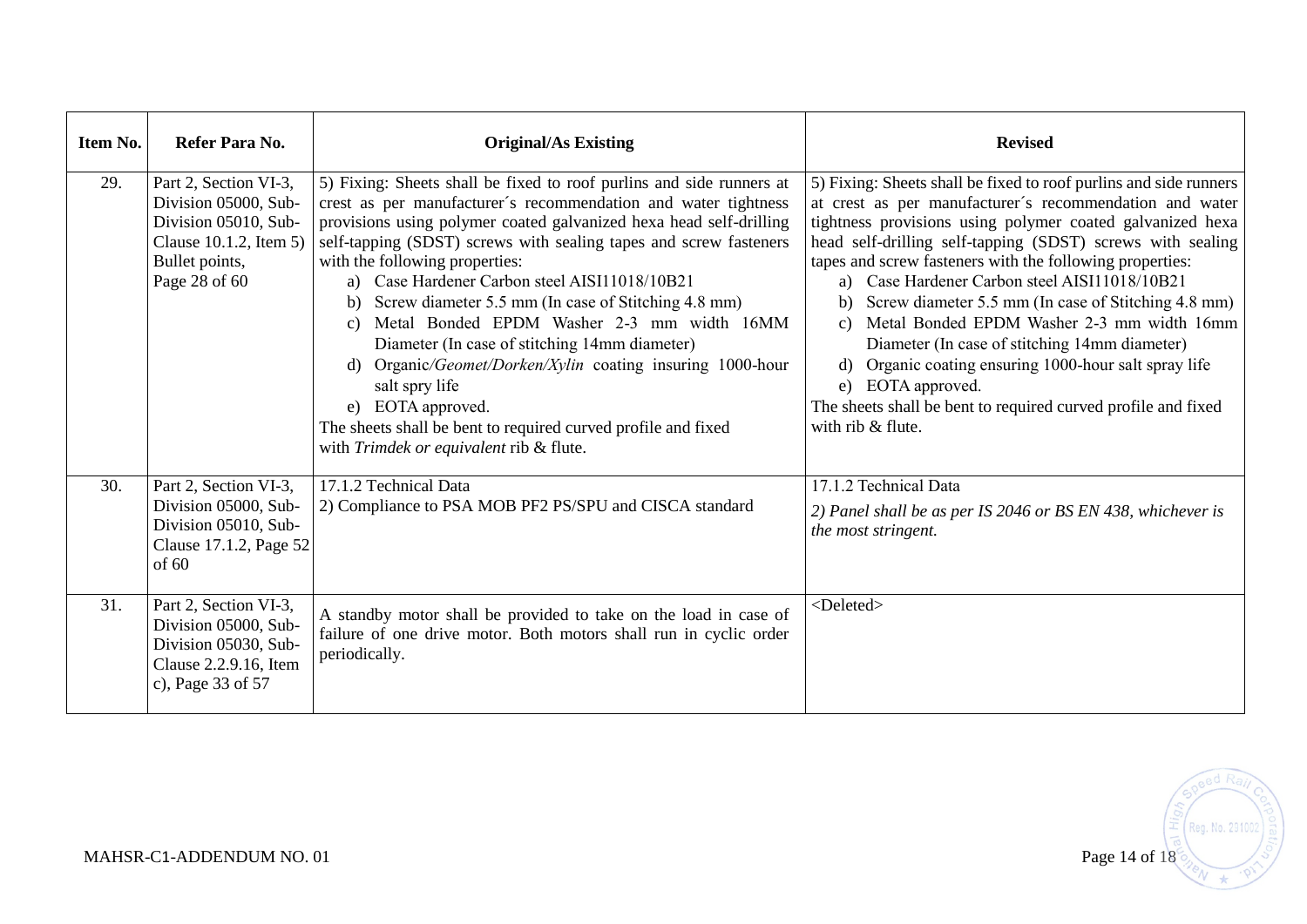| Item No. | Refer Para No. | Original/As Existing | Revised |
|---|---|---|---|
| 29. | Part 2, Section VI-3, Division 05000, Sub-Division 05010, Sub-Clause 10.1.2, Item 5) Bullet points, Page 28 of 60 | 5) Fixing: Sheets shall be fixed to roof purlins and side runners at crest as per manufacturer´s recommendation and water tightness provisions using polymer coated galvanized hexa head self-drilling self-tapping (SDST) screws with sealing tapes and screw fasteners with the following properties:<br>a) Case Hardener Carbon steel AISI11018/10B21<br>b) Screw diameter 5.5 mm (In case of Stitching 4.8 mm)<br>c) Metal Bonded EPDM Washer 2-3 mm width 16MM Diameter (In case of stitching 14mm diameter)<br>d) Organic/*Geomet/Dorken/Xylin* coating insuring 1000-hour salt spry life<br>e) EOTA approved.<br>The sheets shall be bent to required curved profile and fixed with *Trimdek or equivalent* rib & flute. | 5) Fixing: Sheets shall be fixed to roof purlins and side runners at crest as per manufacturer´s recommendation and water tightness provisions using polymer coated galvanized hexa head self-drilling self-tapping (SDST) screws with sealing tapes and screw fasteners with the following properties:<br>a) Case Hardener Carbon steel AISI11018/10B21<br>b) Screw diameter 5.5 mm (In case of Stitching 4.8 mm)<br>c) Metal Bonded EPDM Washer 2-3 mm width 16mm Diameter (In case of stitching 14mm diameter)<br>d) Organic coating ensuring 1000-hour salt spray life<br>e) EOTA approved.<br>The sheets shall be bent to required curved profile and fixed with rib & flute. |
| 30. | Part 2, Section VI-3, Division 05000, Sub-Division 05010, Sub-Clause 17.1.2, Page 52 of 60 | 17.1.2 Technical Data<br>2) Compliance to PSA MOB PF2 PS/SPU and CISCA standard | 17.1.2 Technical Data<br>*2) Panel shall be as per IS 2046 or BS EN 438, whichever is the most stringent.* |
| 31. | Part 2, Section VI-3, Division 05000, Sub-Division 05030, Sub-Clause 2.2.9.16, Item c), Page 33 of 57 | A standby motor shall be provided to take on the load in case of failure of one drive motor. Both motors shall run in cyclic order periodically. | <Deleted> |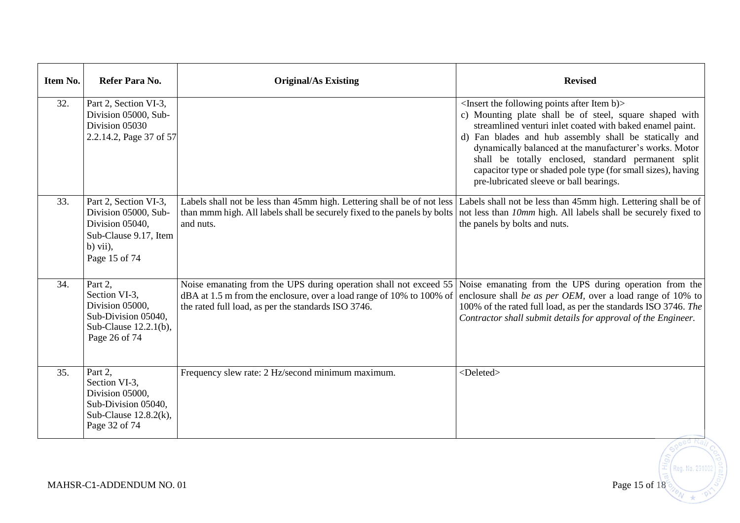| Item No. | Refer Para No. | Original/As Existing | Revised |
|---|---|---|---|
| 32. | Part 2, Section VI-3, Division 05000, Sub-Division 05030 2.2.14.2, Page 37 of 57 | | <Insert the following points after Item b)><br>c) Mounting plate shall be of steel, square shaped with streamlined venturi inlet coated with baked enamel paint.<br>d) Fan blades and hub assembly shall be statically and dynamically balanced at the manufacturer's works. Motor shall be totally enclosed, standard permanent split capacitor type or shaded pole type (for small sizes), having pre-lubricated sleeve or ball bearings. |
| 33. | Part 2, Section VI-3, Division 05000, Sub-Division 05040, Sub-Clause 9.17, Item b) vii), Page 15 of 74 | Labels shall not be less than 45mm high. Lettering shall be of not less than mmm high. All labels shall be securely fixed to the panels by bolts and nuts. | Labels shall not be less than 45mm high. Lettering shall be of not less than *10mm* high. All labels shall be securely fixed to the panels by bolts and nuts. |
| 34. | Part 2, Section VI-3, Division 05000, Sub-Division 05040, Sub-Clause 12.2.1(b), Page 26 of 74 | Noise emanating from the UPS during operation shall not exceed 55 dBA at 1.5 m from the enclosure, over a load range of 10% to 100% of the rated full load, as per the standards ISO 3746. | Noise emanating from the UPS during operation from the enclosure shall *be as per OEM,* over a load range of 10% to 100% of the rated full load, as per the standards ISO 3746. *The Contractor shall submit details for approval of the Engineer.* |
| 35. | Part 2, Section VI-3, Division 05000, Sub-Division 05040, Sub-Clause 12.8.2(k), Page 32 of 74 | Frequency slew rate: 2 Hz/second minimum maximum. | <Deleted> |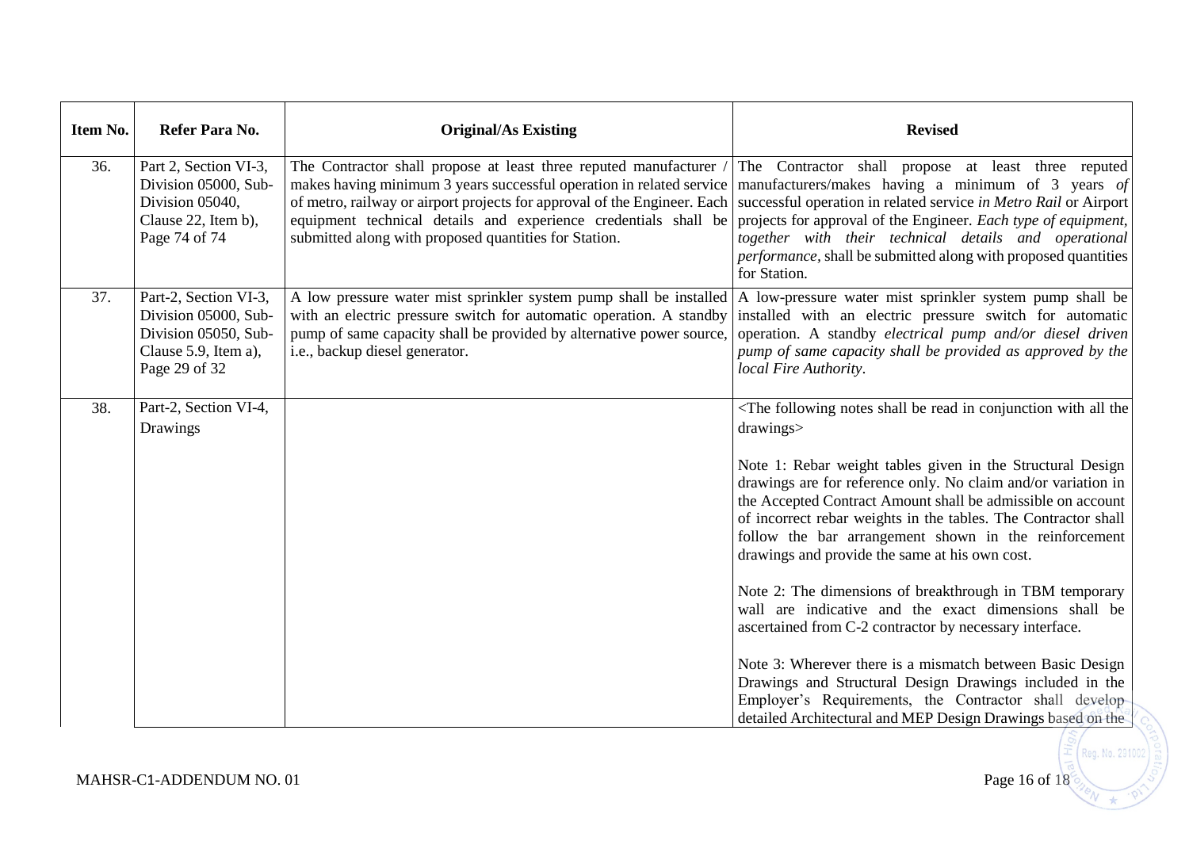| Item No. | Refer Para No. | Original/As Existing | Revised |
|---|---|---|---|
| 36. | Part 2, Section VI-3, Division 05000, Sub-Division 05040, Clause 22, Item b), Page 74 of 74 | The Contractor shall propose at least three reputed manufacturer / makes having minimum 3 years successful operation in related service of metro, railway or airport projects for approval of the Engineer. Each equipment technical details and experience credentials shall be submitted along with proposed quantities for Station. | The Contractor shall propose at least three reputed manufacturers/makes having a minimum of 3 years *of* successful operation in related service *in Metro Rail* or Airport projects for approval of the Engineer. *Each type of equipment, together with their technical details and operational performance*, shall be submitted along with proposed quantities for Station. |
| 37. | Part-2, Section VI-3, Division 05000, Sub-Division 05050, Sub-Clause 5.9, Item a), Page 29 of 32 | A low pressure water mist sprinkler system pump shall be installed with an electric pressure switch for automatic operation. A standby pump of same capacity shall be provided by alternative power source, i.e., backup diesel generator. | A low-pressure water mist sprinkler system pump shall be installed with an electric pressure switch for automatic operation. A standby *electrical pump and/or diesel driven pump of same capacity shall be provided as approved by the local Fire Authority*. |
| 38. | Part-2, Section VI-4, Drawings | | <The following notes shall be read in conjunction with all the drawings><br><br>Note 1: Rebar weight tables given in the Structural Design drawings are for reference only. No claim and/or variation in the Accepted Contract Amount shall be admissible on account of incorrect rebar weights in the tables. The Contractor shall follow the bar arrangement shown in the reinforcement drawings and provide the same at his own cost.<br><br>Note 2: The dimensions of breakthrough in TBM temporary wall are indicative and the exact dimensions shall be ascertained from C-2 contractor by necessary interface.<br><br>Note 3: Wherever there is a mismatch between Basic Design Drawings and Structural Design Drawings included in the Employer's Requirements, the Contractor shall develop detailed Architectural and MEP Design Drawings based on the |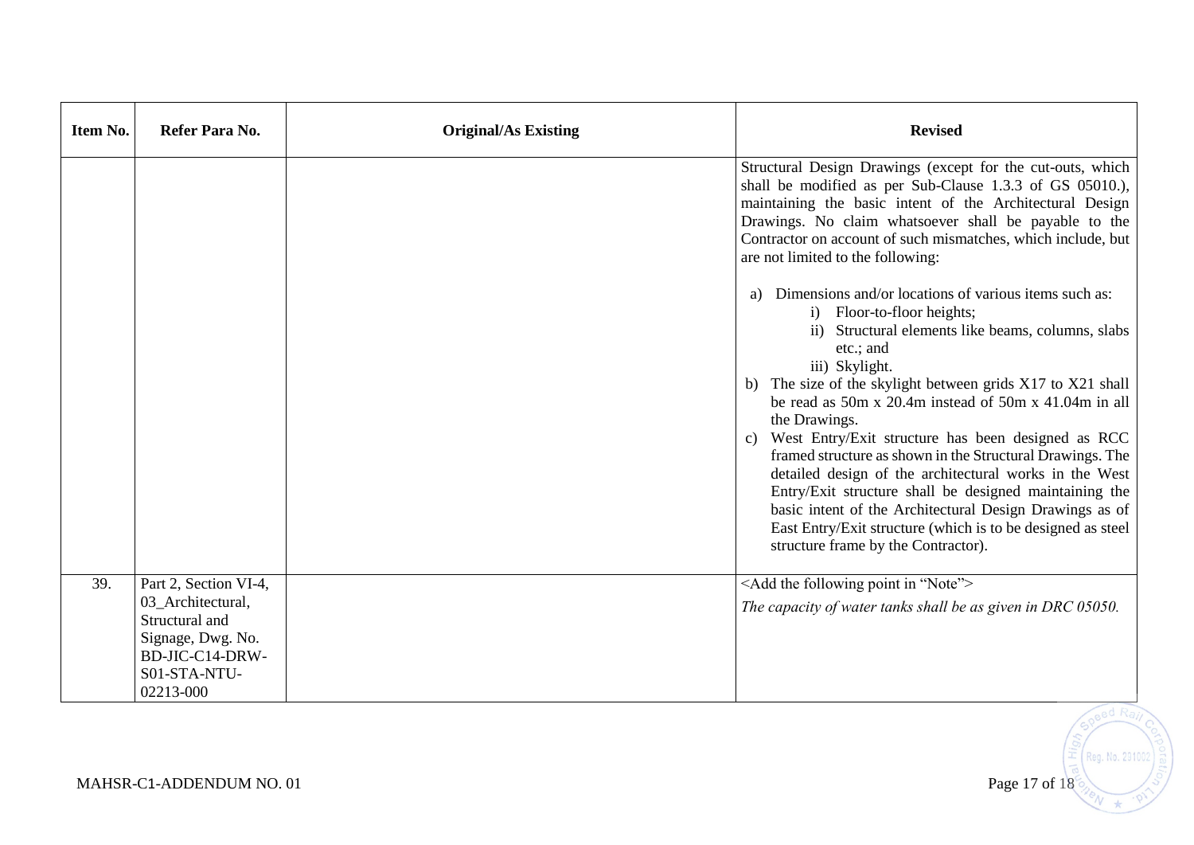| Item No. | Refer Para No. | Original/As Existing | Revised |
|---|---|---|---|
| | | | Structural Design Drawings (except for the cut-outs, which shall be modified as per Sub-Clause 1.3.3 of GS 05010.), maintaining the basic intent of the Architectural Design Drawings. No claim whatsoever shall be payable to the Contractor on account of such mismatches, which include, but are not limited to the following:<br><br>a) Dimensions and/or locations of various items such as:<br>i) Floor-to-floor heights;<br>ii) Structural elements like beams, columns, slabs etc.; and<br>iii) Skylight.<br>b) The size of the skylight between grids X17 to X21 shall be read as 50m x 20.4m instead of 50m x 41.04m in all the Drawings.<br>c) West Entry/Exit structure has been designed as RCC framed structure as shown in the Structural Drawings. The detailed design of the architectural works in the West Entry/Exit structure shall be designed maintaining the basic intent of the Architectural Design Drawings as of East Entry/Exit structure (which is to be designed as steel structure frame by the Contractor). |
| 39. | Part 2, Section VI-4, 03_Architectural, Structural and Signage, Dwg. No. BD-JIC-C14-DRW-S01-STA-NTU-02213-000 | | <Add the following point in "Note"><br>*The capacity of water tanks shall be as given in DRC 05050.* |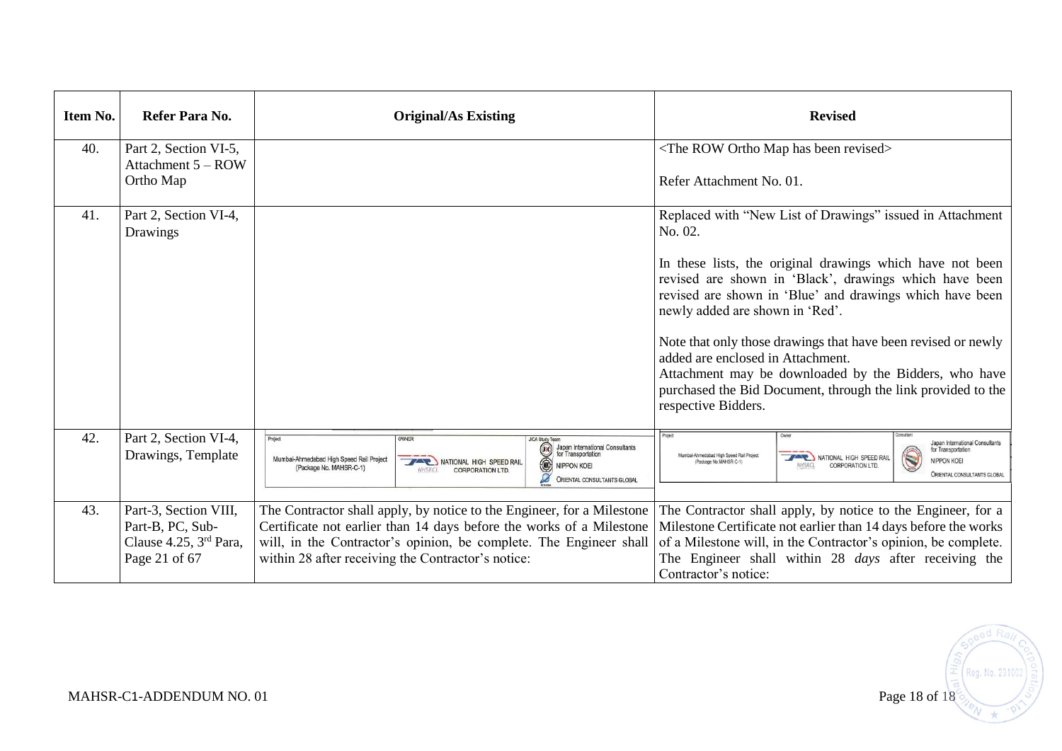| Item No. | Refer Para No. | Original/As Existing | Revised |
|---|---|---|---|
| 40. | Part 2, Section VI-5, Attachment 5 – ROW Ortho Map | | <The ROW Ortho Map has been revised><br><br>Refer Attachment No. 01. |
| 41. | Part 2, Section VI-4, Drawings | | Replaced with "New List of Drawings" issued in Attachment No. 02.<br><br>In these lists, the original drawings which have not been revised are shown in 'Black', drawings which have been revised are shown in 'Blue' and drawings which have been newly added are shown in 'Red'.<br><br>Note that only those drawings that have been revised or newly added are enclosed in Attachment.<br>Attachment may be downloaded by the Bidders, who have purchased the Bid Document, through the link provided to the respective Bidders. |
| 42. | Part 2, Section VI-4, Drawings, Template | Project: Mumbai-Ahmedabad High Speed Rail Project (Package No. MAHSR-C-1) / OWNER: NATIONAL HIGH SPEED RAIL CORPORATION LTD. / JICA Study Team: Japan International Consultants for Transportation, NIPPON KOEI, ORIENTAL CONSULTANTS GLOBAL | Project: Mumbai-Ahmedabad High Speed Rail Project (Package No.MAHSR-C-1) / Owner: NATIONAL HIGH SPEED RAIL CORPORATION LTD. / Consultant: Japan International Consultants for Transportation, NIPPON KOEI, ORIENTAL CONSULTANTS GLOBAL |
| 43. | Part-3, Section VIII, Part-B, PC, Sub-Clause 4.25, 3rd Para, Page 21 of 67 | The Contractor shall apply, by notice to the Engineer, for a Milestone Certificate not earlier than 14 days before the works of a Milestone will, in the Contractor's opinion, be complete. The Engineer shall within 28 after receiving the Contractor's notice: | The Contractor shall apply, by notice to the Engineer, for a Milestone Certificate not earlier than 14 days before the works of a Milestone will, in the Contractor's opinion, be complete. The Engineer shall within 28 *days* after receiving the Contractor's notice: |